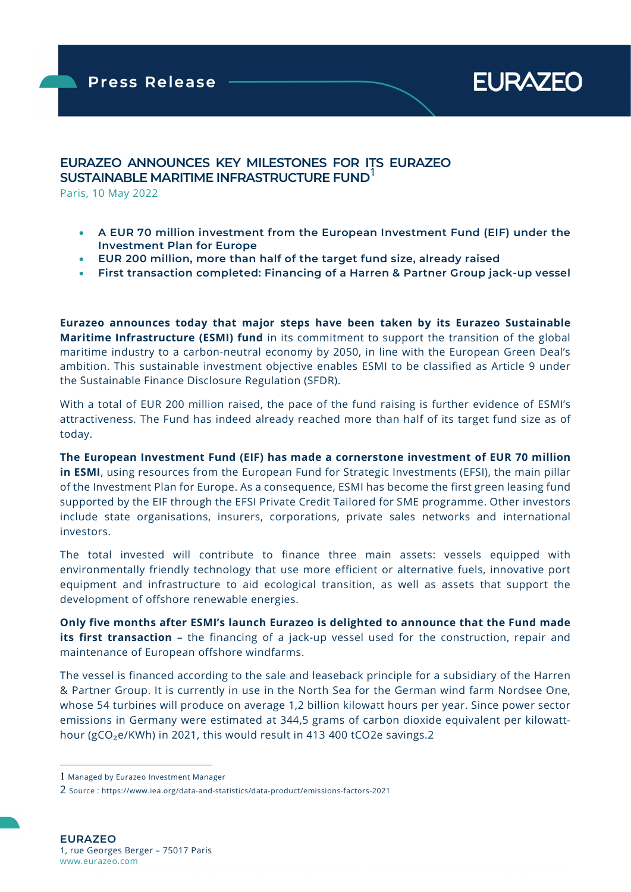Press Release

# EURAZEO ANNOUNCES KEY MILESTONES FOR ITS EURAZEO SUSTAINABLE MARITIME INFRASTRUCTURE FUND[1]

Paris, 10 May 2022

- **A EUR 70 million investment from the European Investment Fund (EIF) under the Investment Plan for Europe**
- **EUR 200 million, more than half of the target fund size, already raised**
- **First transaction completed: Financing of a Harren & Partner Group jack-up vessel**

**Eurazeo announces today that major steps have been taken by its Eurazeo Sustainable Maritime Infrastructure (ESMI) fund** in its commitment to support the transition of the global maritime industry to a carbon-neutral economy by 2050, in line with the European Green Deal's ambition. This sustainable investment objective enables ESMI to be classified as Article 9 under the Sustainable Finance Disclosure Regulation (SFDR).

With a total of EUR 200 million raised, the pace of the fund raising is further evidence of ESMI's attractiveness. The Fund has indeed already reached more than half of its target fund size as of today.

**The European Investment Fund (EIF) has made a cornerstone investment of EUR 70 million in ESMI**, using resources from the European Fund for Strategic Investments (EFSI), the main pillar of the Investment Plan for Europe. As a consequence, ESMI has become the first green leasing fund supported by the EIF through the EFSI Private Credit Tailored for SME programme. Other investors include state organisations, insurers, corporations, private sales networks and international investors.

The total invested will contribute to finance three main assets: vessels equipped with environmentally friendly technology that use more efficient or alternative fuels, innovative port equipment and infrastructure to aid ecological transition, as well as assets that support the development of offshore renewable energies.

**Only five months after ESMI's launch Eurazeo is delighted to announce that the Fund made its first transaction** – the financing of a jack-up vessel used for the construction, repair and maintenance of European offshore windfarms.

The vessel is financed according to the sale and leaseback principle for a subsidiary of the Harren & Partner Group. It is currently in use in the North Sea for the German wind farm Nordsee One, whose 54 turbines will produce on average 1,2 billion kilowatt hours per year. Since power sector emissions in Germany were estimated at 344,5 grams of carbon dioxide equivalent per kilowatt-hour ($gCO_2e/KWh$) in 2021, this would result in 413 400 tCO2e savings.[2]

---

[1] Managed by Eurazeo Investment Manager

[2] Source : https://www.iea.org/data-and-statistics/data-product/emissions-factors-2021

**EURAZEO**
1, rue Georges Berger – 75017 Paris
www.eurazeo.com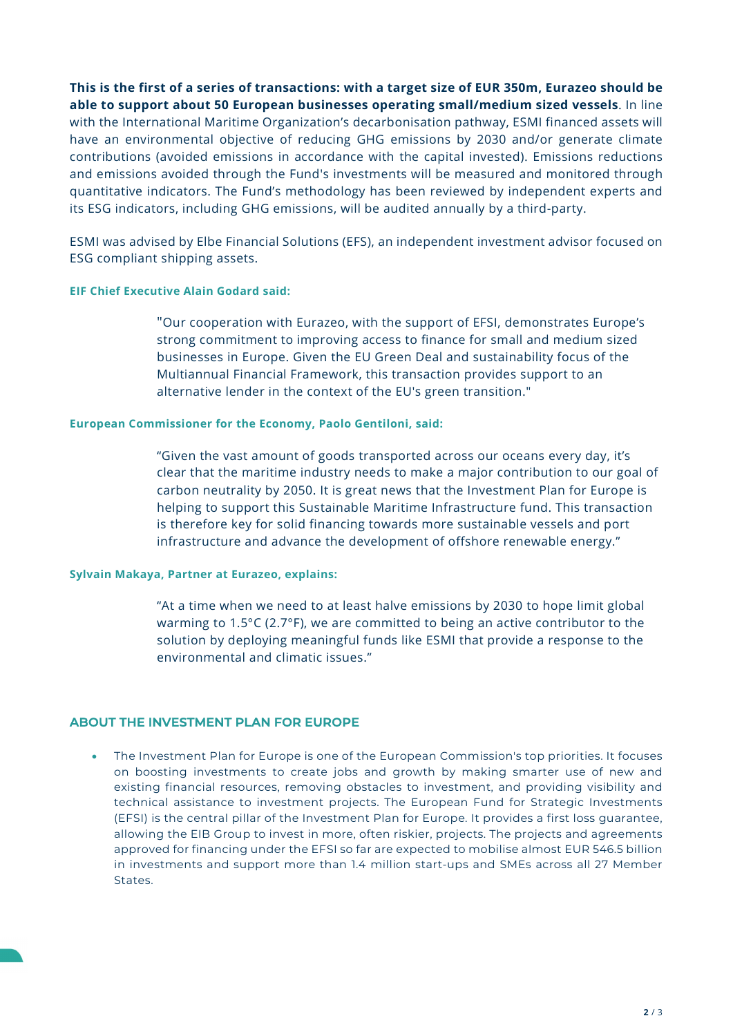**This is the first of a series of transactions: with a target size of EUR 350m, Eurazeo should be able to support about 50 European businesses operating small/medium sized vessels**. In line with the International Maritime Organization's decarbonisation pathway, ESMI financed assets will have an environmental objective of reducing GHG emissions by 2030 and/or generate climate contributions (avoided emissions in accordance with the capital invested). Emissions reductions and emissions avoided through the Fund's investments will be measured and monitored through quantitative indicators. The Fund's methodology has been reviewed by independent experts and its ESG indicators, including GHG emissions, will be audited annually by a third-party.

ESMI was advised by Elbe Financial Solutions (EFS), an independent investment advisor focused on ESG compliant shipping assets.

**EIF Chief Executive Alain Godard said:**

> "Our cooperation with Eurazeo, with the support of EFSI, demonstrates Europe's strong commitment to improving access to finance for small and medium sized businesses in Europe. Given the EU Green Deal and sustainability focus of the Multiannual Financial Framework, this transaction provides support to an alternative lender in the context of the EU's green transition."

**European Commissioner for the Economy, Paolo Gentiloni, said:**

> "Given the vast amount of goods transported across our oceans every day, it's clear that the maritime industry needs to make a major contribution to our goal of carbon neutrality by 2050. It is great news that the Investment Plan for Europe is helping to support this Sustainable Maritime Infrastructure fund. This transaction is therefore key for solid financing towards more sustainable vessels and port infrastructure and advance the development of offshore renewable energy."

**Sylvain Makaya, Partner at Eurazeo, explains:**

> "At a time when we need to at least halve emissions by 2030 to hope limit global warming to 1.5°C (2.7°F), we are committed to being an active contributor to the solution by deploying meaningful funds like ESMI that provide a response to the environmental and climatic issues."

## ABOUT THE INVESTMENT PLAN FOR EUROPE

- The Investment Plan for Europe is one of the European Commission's top priorities. It focuses on boosting investments to create jobs and growth by making smarter use of new and existing financial resources, removing obstacles to investment, and providing visibility and technical assistance to investment projects. The European Fund for Strategic Investments (EFSI) is the central pillar of the Investment Plan for Europe. It provides a first loss guarantee, allowing the EIB Group to invest in more, often riskier, projects. The projects and agreements approved for financing under the EFSI so far are expected to mobilise almost EUR 546.5 billion in investments and support more than 1.4 million start-ups and SMEs across all 27 Member States.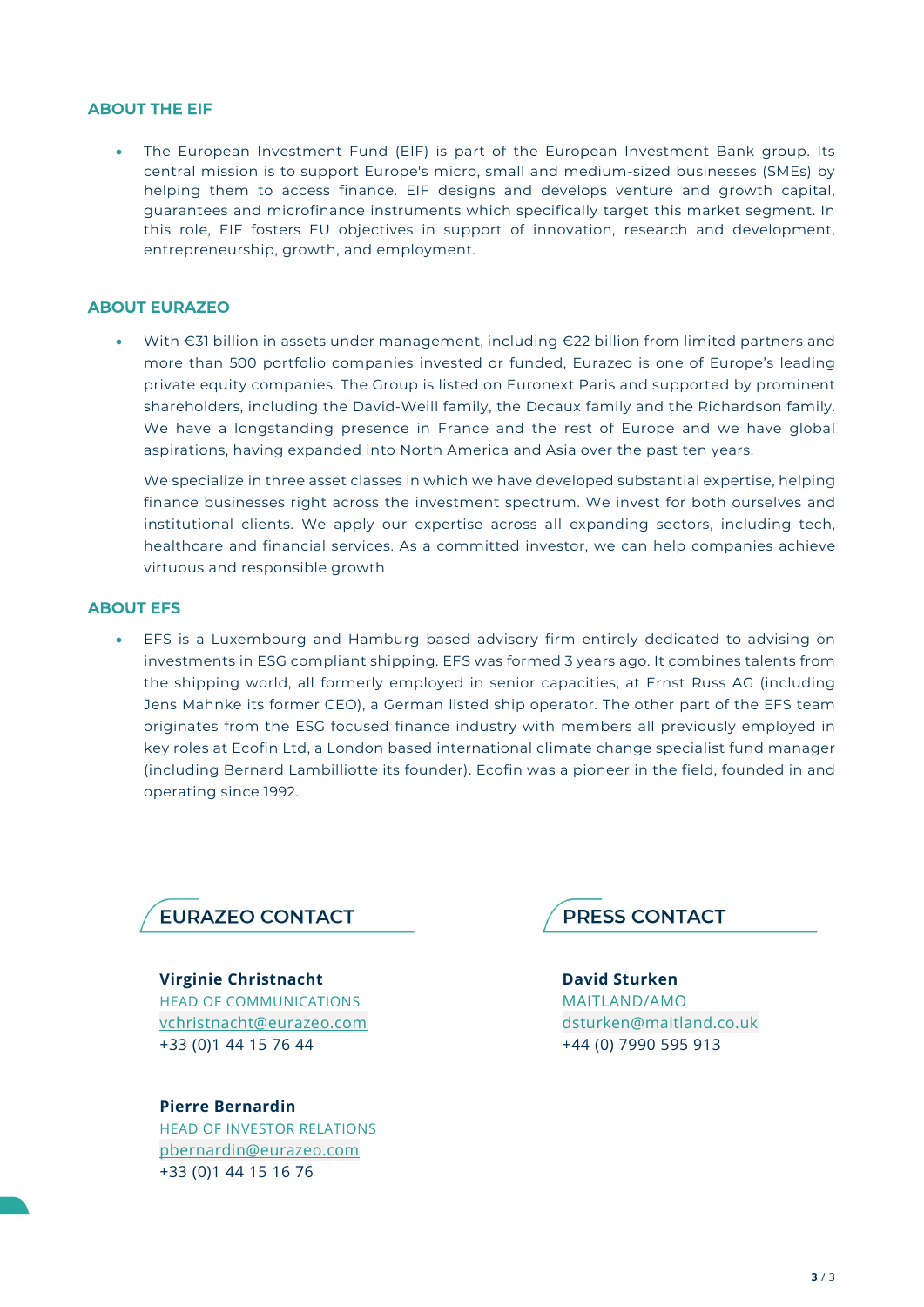## ABOUT THE EIF

- The European Investment Fund (EIF) is part of the European Investment Bank group. Its central mission is to support Europe's micro, small and medium-sized businesses (SMEs) by helping them to access finance. EIF designs and develops venture and growth capital, guarantees and microfinance instruments which specifically target this market segment. In this role, EIF fosters EU objectives in support of innovation, research and development, entrepreneurship, growth, and employment.

## ABOUT EURAZEO

- With €31 billion in assets under management, including €22 billion from limited partners and more than 500 portfolio companies invested or funded, Eurazeo is one of Europe's leading private equity companies. The Group is listed on Euronext Paris and supported by prominent shareholders, including the David-Weill family, the Decaux family and the Richardson family. We have a longstanding presence in France and the rest of Europe and we have global aspirations, having expanded into North America and Asia over the past ten years.

  We specialize in three asset classes in which we have developed substantial expertise, helping finance businesses right across the investment spectrum. We invest for both ourselves and institutional clients. We apply our expertise across all expanding sectors, including tech, healthcare and financial services. As a committed investor, we can help companies achieve virtuous and responsible growth

## ABOUT EFS

- EFS is a Luxembourg and Hamburg based advisory firm entirely dedicated to advising on investments in ESG compliant shipping. EFS was formed 3 years ago. It combines talents from the shipping world, all formerly employed in senior capacities, at Ernst Russ AG (including Jens Mahnke its former CEO), a German listed ship operator. The other part of the EFS team originates from the ESG focused finance industry with members all previously employed in key roles at Ecofin Ltd, a London based international climate change specialist fund manager (including Bernard Lambilliotte its founder). Ecofin was a pioneer in the field, founded in and operating since 1992.

## EURAZEO CONTACT

**Virginie Christnacht**
HEAD OF COMMUNICATIONS
vchristnacht@eurazeo.com
+33 (0)1 44 15 76 44

**Pierre Bernardin**
HEAD OF INVESTOR RELATIONS
pbernardin@eurazeo.com
+33 (0)1 44 15 16 76

## PRESS CONTACT

**David Sturken**
MAITLAND/AMO
dsturken@maitland.co.uk
+44 (0) 7990 595 913